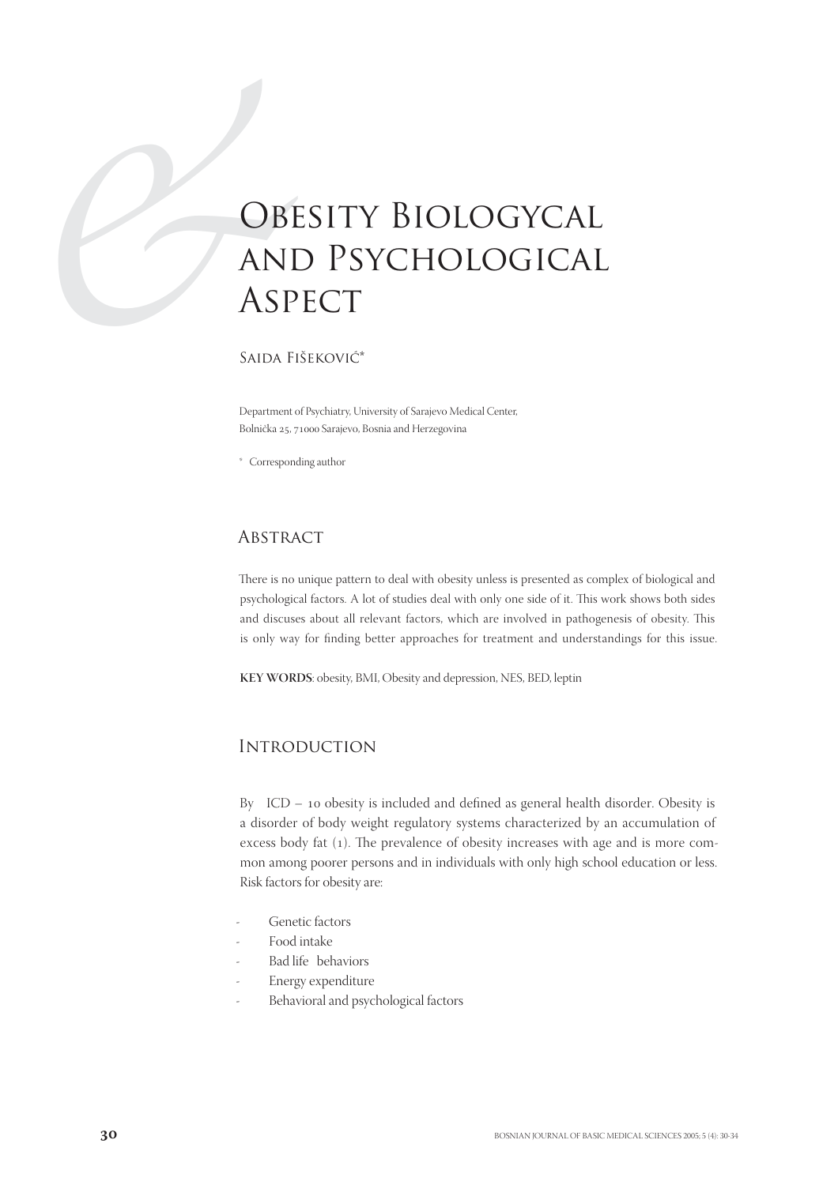# Obesity Biologycal and Psychological Aspect

Saida Fišeković*

Department of Psychiatry, University of Sarajevo Medical Center, Bolnička 25, 71000 Sarajevo, Bosnia and Herzegovina

* Corresponding author

## Abstract

There is no unique pattern to deal with obesity unless is presented as complex of biological and psychological factors. A lot of studies deal with only one side of it. This work shows both sides and discuses about all relevant factors, which are involved in pathogenesis of obesity. This is only way for finding better approaches for treatment and understandings for this issue.

**KEY WORDS**: obesity, BMI, Obesity and depression, NES, BED, leptin

## Introduction

By ICD – 10 obesity is included and defined as general health disorder. Obesity is a disorder of body weight regulatory systems characterized by an accumulation of excess body fat (1). The prevalence of obesity increases with age and is more common among poorer persons and in individuals with only high school education or less. Risk factors for obesity are:

- Genetic factors
- Food intake
- Bad life behaviors
- Energy expenditure
- Behavioral and psychological factors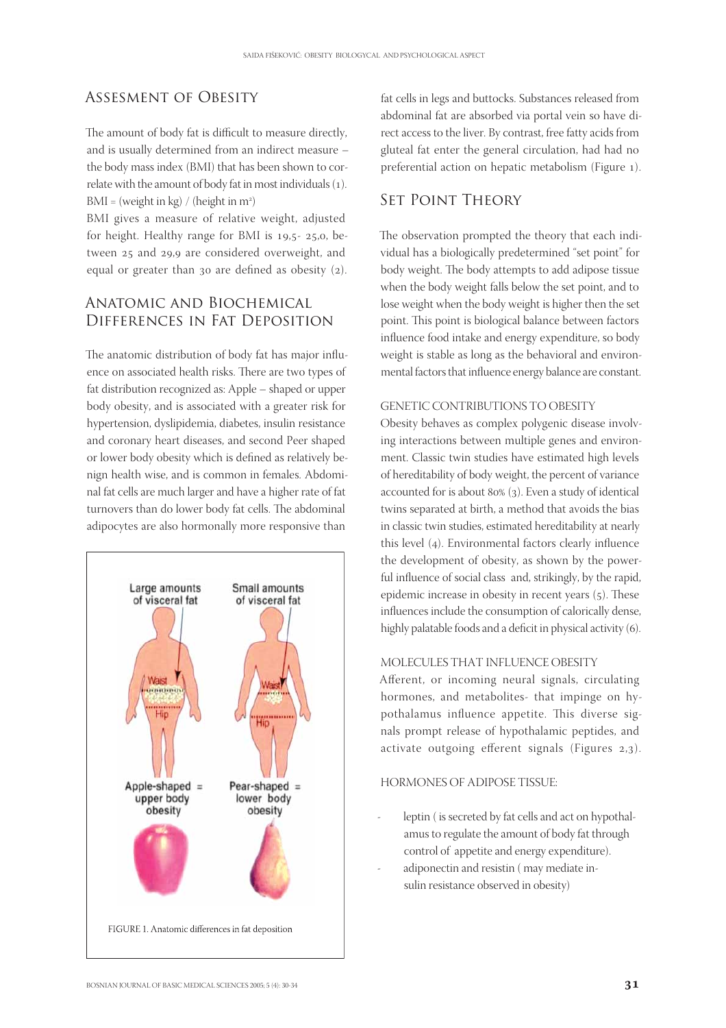## Assesment of Obesity

The amount of body fat is difficult to measure directly, and is usually determined from an indirect measure – the body mass index (BMI) that has been shown to correlate with the amount of body fat in most individuals (1).

BMI = (weight in kg) / (height in $m^2$)

BMI gives a measure of relative weight, adjusted for height. Healthy range for BMI is 19,5- 25,0, between 25 and 29,9 are considered overweight, and equal or greater than 30 are defined as obesity (2).

## Anatomic and Biochemical Differences in Fat Deposition

The anatomic distribution of body fat has major influence on associated health risks. There are two types of fat distribution recognized as: Apple – shaped or upper body obesity, and is associated with a greater risk for hypertension, dyslipidemia, diabetes, insulin resistance and coronary heart diseases, and second Peer shaped or lower body obesity which is defined as relatively benign health wise, and is common in females. Abdominal fat cells are much larger and have a higher rate of fat turnovers than do lower body fat cells. The abdominal adipocytes are also hormonally more responsive than fat cells in legs and buttocks. Substances released from abdominal fat are absorbed via portal vein so have direct access to the liver. By contrast, free fatty acids from gluteal fat enter the general circulation, had had no preferential action on hepatic metabolism (Figure 1).

Large amounts of visceral fat | Small amounts of visceral fat

Waist | Hip

Apple-shaped = upper body obesity | Pear-shaped = lower body obesity

FIGURE 1. Anatomic differences in fat deposition

## Set Point Theory

The observation prompted the theory that each individual has a biologically predetermined "set point" for body weight. The body attempts to add adipose tissue when the body weight falls below the set point, and to lose weight when the body weight is higher then the set point. This point is biological balance between factors influence food intake and energy expenditure, so body weight is stable as long as the behavioral and environmental factors that influence energy balance are constant.

### GENETIC CONTRIBUTIONS TO OBESITY

Obesity behaves as complex polygenic disease involving interactions between multiple genes and environment. Classic twin studies have estimated high levels of hereditability of body weight, the percent of variance accounted for is about 80% (3). Even a study of identical twins separated at birth, a method that avoids the bias in classic twin studies, estimated hereditability at nearly this level (4). Environmental factors clearly influence the development of obesity, as shown by the powerful influence of social class and, strikingly, by the rapid, epidemic increase in obesity in recent years (5). These influences include the consumption of calorically dense, highly palatable foods and a deficit in physical activity (6).

### MOLECULES THAT INFLUENCE OBESITY

Afferent, or incoming neural signals, circulating hormones, and metabolites- that impinge on hypothalamus influence appetite. This diverse signals prompt release of hypothalamic peptides, and activate outgoing efferent signals (Figures 2,3).

### HORMONES OF ADIPOSE TISSUE:

- leptin ( is secreted by fat cells and act on hypothalamus to regulate the amount of body fat through control of appetite and energy expenditure).
- adiponectin and resistin ( may mediate insulin resistance observed in obesity)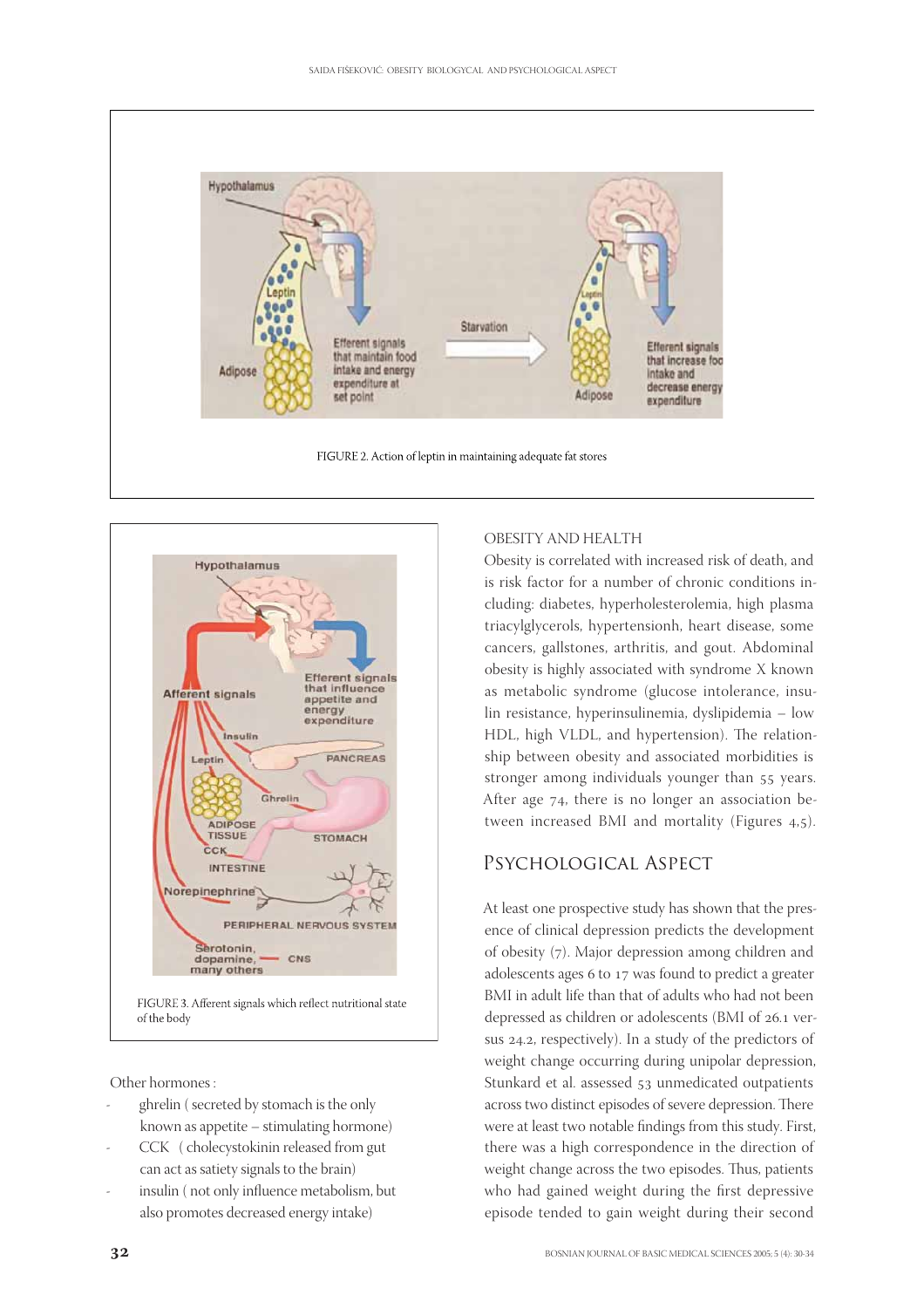FIGURE 2. Action of leptin in maintaining adequate fat stores

FIGURE 3. Afferent signals which reflect nutritional state of the body

Other hormones :

- ghrelin ( secreted by stomach is the only known as appetite – stimulating hormone)
- CCK ( cholecystokinin released from gut can act as satiety signals to the brain)
- insulin ( not only influence metabolism, but also promotes decreased energy intake)

OBESITY AND HEALTH

Obesity is correlated with increased risk of death, and is risk factor for a number of chronic conditions including: diabetes, hyperholesterolemia, high plasma triacylglycerols, hypertensionh, heart disease, some cancers, gallstones, arthritis, and gout. Abdominal obesity is highly associated with syndrome X known as metabolic syndrome (glucose intolerance, insulin resistance, hyperinsulinemia, dyslipidemia – low HDL, high VLDL, and hypertension). The relationship between obesity and associated morbidities is stronger among individuals younger than 55 years. After age 74, there is no longer an association between increased BMI and mortality (Figures 4,5).

## Psychological Aspect

At least one prospective study has shown that the presence of clinical depression predicts the development of obesity (7). Major depression among children and adolescents ages 6 to 17 was found to predict a greater BMI in adult life than that of adults who had not been depressed as children or adolescents (BMI of 26.1 versus 24.2, respectively). In a study of the predictors of weight change occurring during unipolar depression, Stunkard et al. assessed 53 unmedicated outpatients across two distinct episodes of severe depression. There were at least two notable findings from this study. First, there was a high correspondence in the direction of weight change across the two episodes. Thus, patients who had gained weight during the first depressive episode tended to gain weight during their second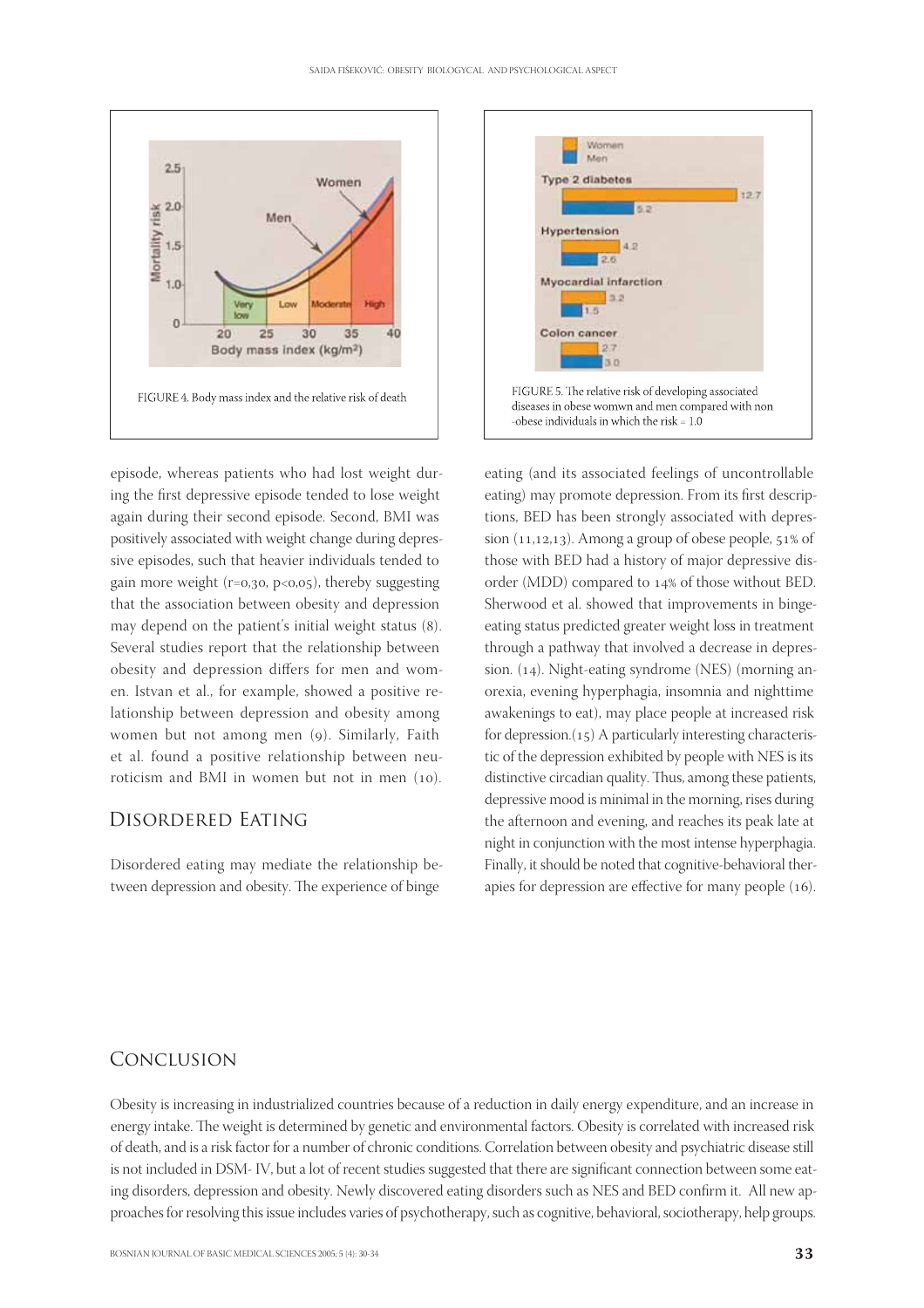FIGURE 4. Body mass index and the relative risk of death

FIGURE 5. The relative risk of developing associated diseases in obese womwn and men compared with non -obese individuals in which the risk = 1.0

episode, whereas patients who had lost weight during the first depressive episode tended to lose weight again during their second episode. Second, BMI was positively associated with weight change during depressive episodes, such that heavier individuals tended to gain more weight ($r=0,30$, $p<0,05$), thereby suggesting that the association between obesity and depression may depend on the patient's initial weight status (8). Several studies report that the relationship between obesity and depression differs for men and women. Istvan et al., for example, showed a positive relationship between depression and obesity among women but not among men (9). Similarly, Faith et al. found a positive relationship between neuroticism and BMI in women but not in men (10).

## Disordered Eating

Disordered eating may mediate the relationship between depression and obesity. The experience of binge eating (and its associated feelings of uncontrollable eating) may promote depression. From its first descriptions, BED has been strongly associated with depression (11,12,13). Among a group of obese people, 51% of those with BED had a history of major depressive disorder (MDD) compared to 14% of those without BED. Sherwood et al. showed that improvements in binge-eating status predicted greater weight loss in treatment through a pathway that involved a decrease in depression. (14). Night-eating syndrome (NES) (morning anorexia, evening hyperphagia, insomnia and nighttime awakenings to eat), may place people at increased risk for depression.(15) A particularly interesting characteristic of the depression exhibited by people with NES is its distinctive circadian quality. Thus, among these patients, depressive mood is minimal in the morning, rises during the afternoon and evening, and reaches its peak late at night in conjunction with the most intense hyperphagia. Finally, it should be noted that cognitive-behavioral therapies for depression are effective for many people (16).

## Conclusion

Obesity is increasing in industrialized countries because of a reduction in daily energy expenditure, and an increase in energy intake. The weight is determined by genetic and environmental factors. Obesity is correlated with increased risk of death, and is a risk factor for a number of chronic conditions. Correlation between obesity and psychiatric disease still is not included in DSM- IV, but a lot of recent studies suggested that there are significant connection between some eating disorders, depression and obesity. Newly discovered eating disorders such as NES and BED confirm it. All new approaches for resolving this issue includes varies of psychotherapy, such as cognitive, behavioral, sociotherapy, help groups.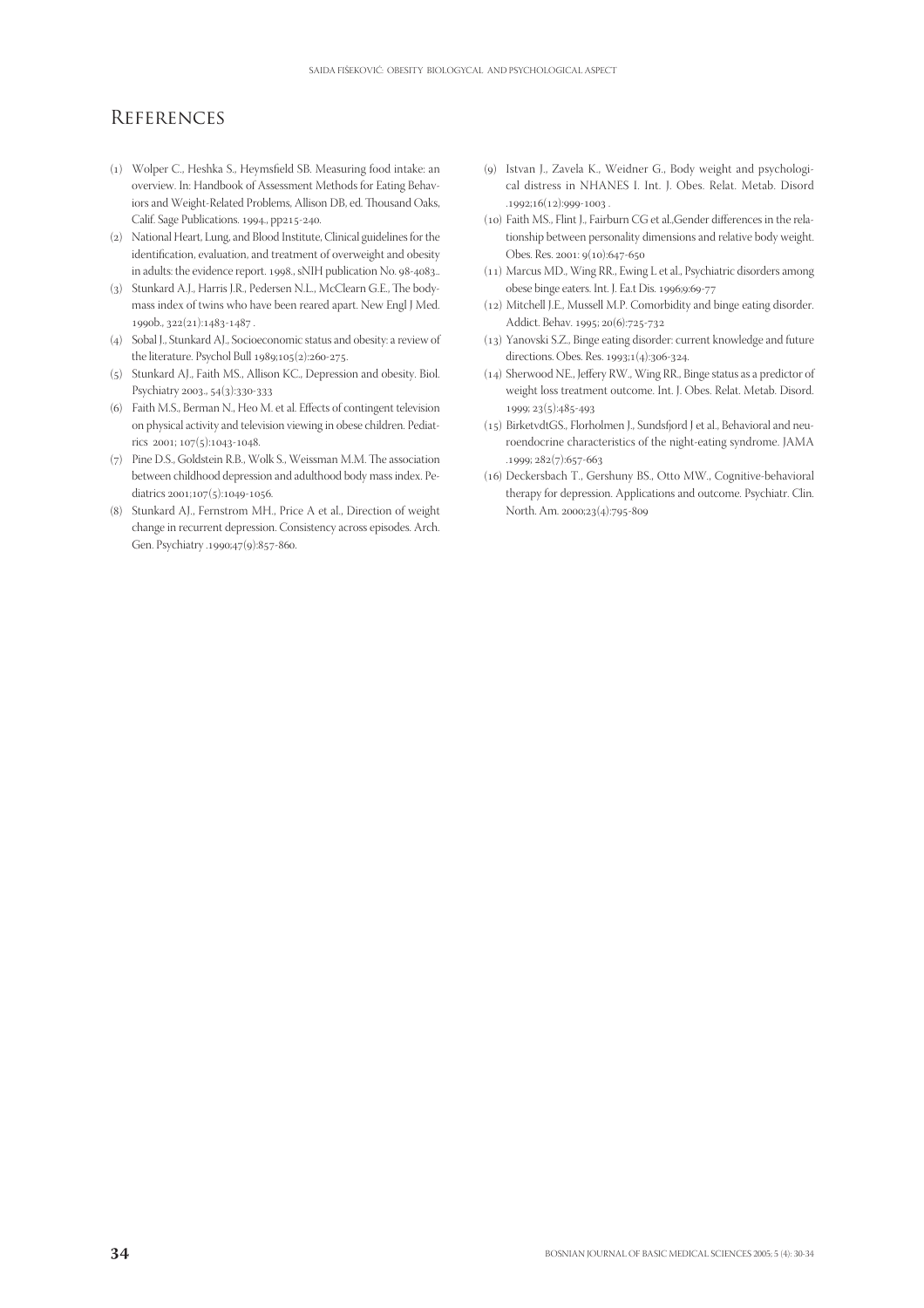# References

(1) Wolper C., Heshka S., Heymsfield SB. Measuring food intake: an overview. In: Handbook of Assessment Methods for Eating Behaviors and Weight-Related Problems, Allison DB, ed. Thousand Oaks, Calif. Sage Publications. 1994., pp215-240.

(2) National Heart, Lung, and Blood Institute, Clinical guidelines for the identification, evaluation, and treatment of overweight and obesity in adults: the evidence report. 1998., sNIH publication No. 98-4083..

(3) Stunkard A.J., Harris J.R., Pedersen N.L., McClearn G.E., The body-mass index of twins who have been reared apart. New Engl J Med. 1990b., 322(21):1483-1487 .

(4) Sobal J., Stunkard AJ., Socioeconomic status and obesity: a review of the literature. Psychol Bull 1989;105(2):260-275.

(5) Stunkard AJ., Faith MS., Allison KC., Depression and obesity. Biol. Psychiatry 2003., 54(3):330-333

(6) Faith M.S., Berman N., Heo M. et al. Effects of contingent television on physical activity and television viewing in obese children. Pediatrics 2001; 107(5):1043-1048.

(7) Pine D.S., Goldstein R.B., Wolk S., Weissman M.M. The association between childhood depression and adulthood body mass index. Pediatrics 2001;107(5):1049-1056.

(8) Stunkard AJ., Fernstrom MH., Price A et al., Direction of weight change in recurrent depression. Consistency across episodes. Arch. Gen. Psychiatry .1990;47(9):857-860.

(9) Istvan J., Zavela K., Weidner G., Body weight and psychological distress in NHANES I. Int. J. Obes. Relat. Metab. Disord .1992;16(12):999-1003 .

(10) Faith MS., Flint J., Fairburn CG et al.,Gender differences in the relationship between personality dimensions and relative body weight. Obes. Res. 2001: 9(10):647-650

(11) Marcus MD., Wing RR., Ewing L et al., Psychiatric disorders among obese binge eaters. Int. J. Ea.t Dis. 1996;9:69-77

(12) Mitchell J.E., Mussell M.P. Comorbidity and binge eating disorder. Addict. Behav. 1995; 20(6):725-732

(13) Yanovski S.Z., Binge eating disorder: current knowledge and future directions. Obes. Res. 1993;1(4):306-324.

(14) Sherwood NE., Jeffery RW., Wing RR., Binge status as a predictor of weight loss treatment outcome. Int. J. Obes. Relat. Metab. Disord. 1999; 23(5):485-493

(15) BirketvdtGS., Florholmen J., Sundsfjord J et al., Behavioral and neuroendocrine characteristics of the night-eating syndrome. JAMA .1999; 282(7):657-663

(16) Deckersbach T., Gershuny BS., Otto MW., Cognitive-behavioral therapy for depression. Applications and outcome. Psychiatr. Clin. North. Am. 2000;23(4):795-809